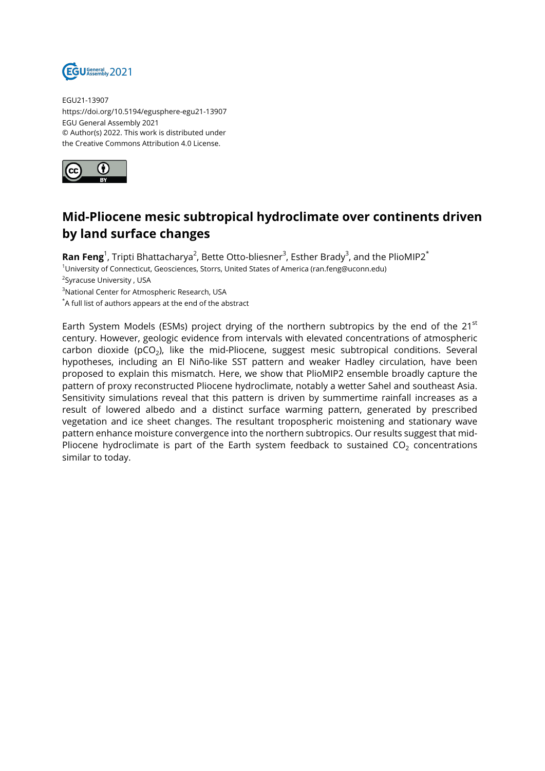EGU21-13907
https://doi.org/10.5194/egusphere-egu21-13907
EGU General Assembly 2021
© Author(s) 2022. This work is distributed under
the Creative Commons Attribution 4.0 License.

# Mid-Pliocene mesic subtropical hydroclimate over continents driven by land surface changes

**Ran Feng**[1], Tripti Bhattacharya[2], Bette Otto-bliesner[3], Esther Brady[3], and the PlioMIP2[*]

[1]University of Connecticut, Geosciences, Storrs, United States of America (ran.feng@uconn.edu)
[2]Syracuse University , USA
[3]National Center for Atmospheric Research, USA
[*]A full list of authors appears at the end of the abstract

Earth System Models (ESMs) project drying of the northern subtropics by the end of the 21[st] century. However, geologic evidence from intervals with elevated concentrations of atmospheric carbon dioxide ($pCO_2$), like the mid-Pliocene, suggest mesic subtropical conditions. Several hypotheses, including an El Niño-like SST pattern and weaker Hadley circulation, have been proposed to explain this mismatch. Here, we show that PlioMIP2 ensemble broadly capture the pattern of proxy reconstructed Pliocene hydroclimate, notably a wetter Sahel and southeast Asia. Sensitivity simulations reveal that this pattern is driven by summertime rainfall increases as a result of lowered albedo and a distinct surface warming pattern, generated by prescribed vegetation and ice sheet changes. The resultant tropospheric moistening and stationary wave pattern enhance moisture convergence into the northern subtropics. Our results suggest that mid-Pliocene hydroclimate is part of the Earth system feedback to sustained $CO_2$ concentrations similar to today.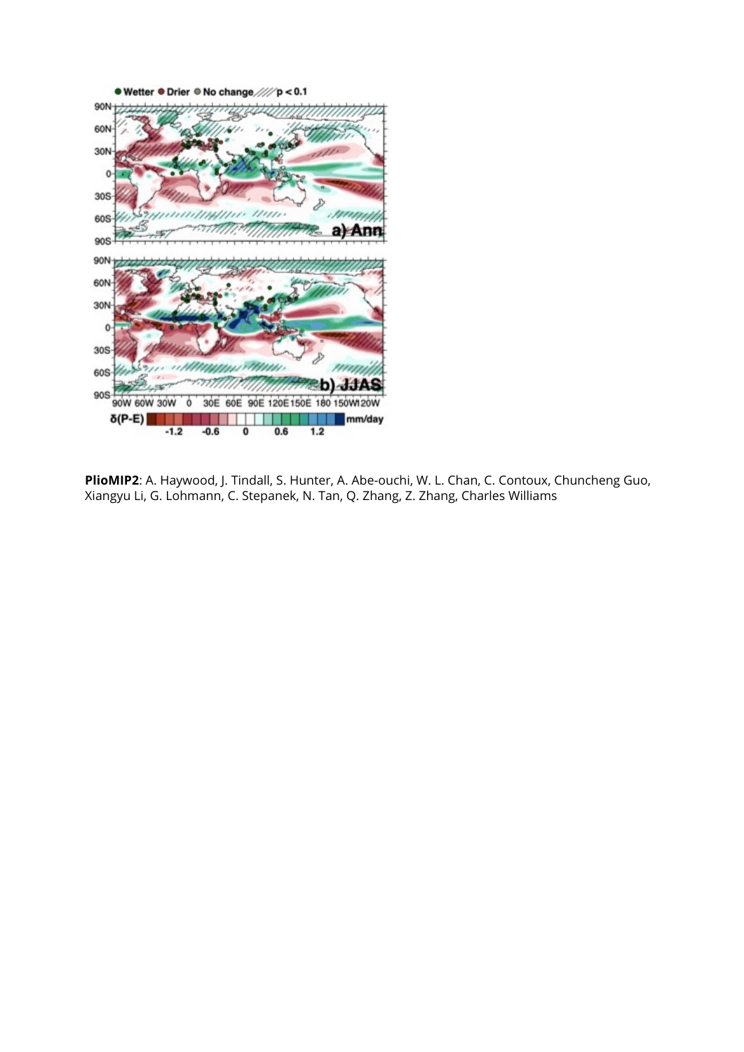● Wetter ● Drier ● No change //// $p < 0.1$

90N
60N
30N
0
30S
60S
90S

a) Ann

90N
60N
30N
0
30S
60S
90S

b) JJAS

90W 60W 30W 0 30E 60E 90E 120E 150E 180 150W 120W

δ(P-E)

mm/day

-1.2 -0.6 0 0.6 1.2

**PlioMIP2**: A. Haywood, J. Tindall, S. Hunter, A. Abe-ouchi, W. L. Chan, C. Contoux, Chuncheng Guo, Xiangyu Li, G. Lohmann, C. Stepanek, N. Tan, Q. Zhang, Z. Zhang, Charles Williams